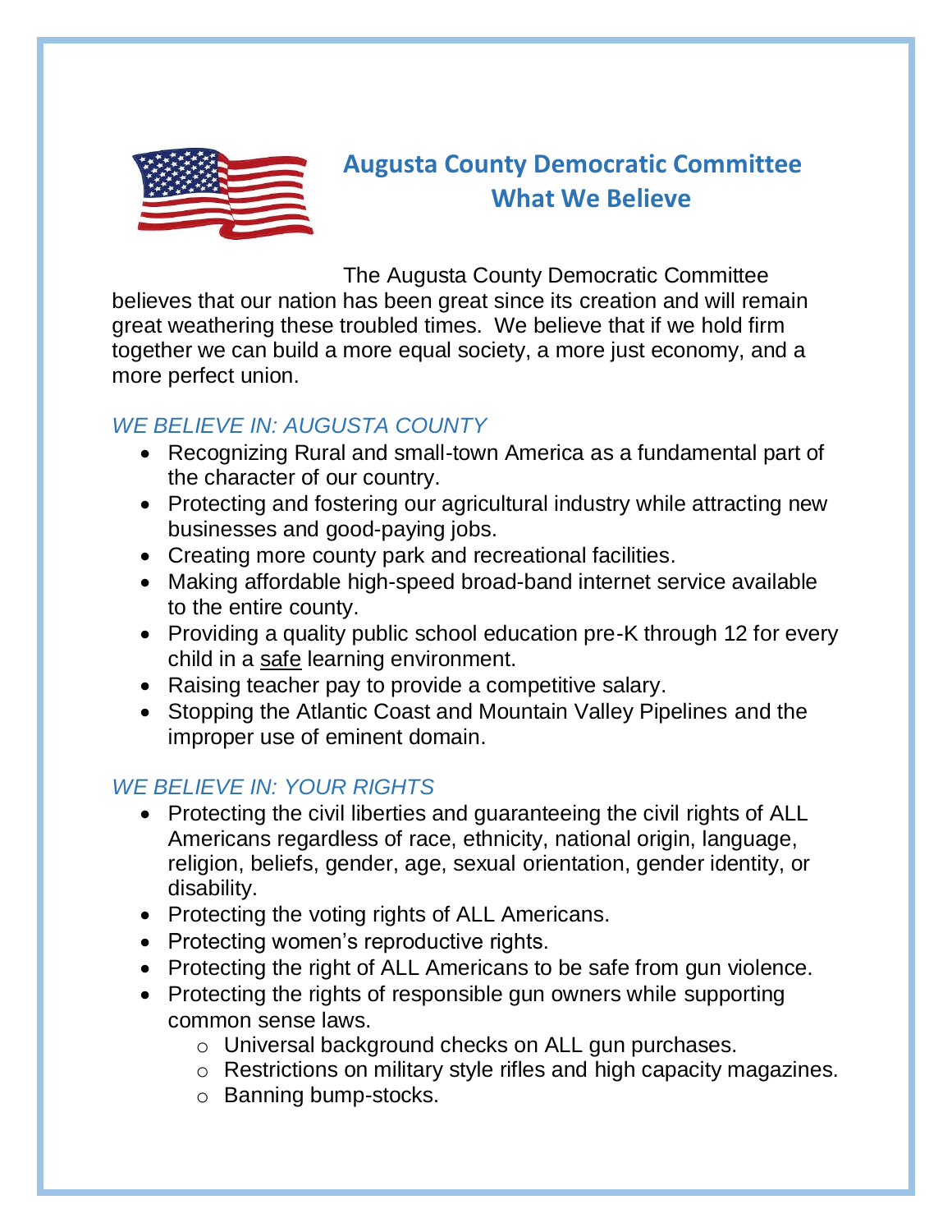# Augusta County Democratic Committee
## What We Believe

The Augusta County Democratic Committee believes that our nation has been great since its creation and will remain great weathering these troubled times. We believe that if we hold firm together we can build a more equal society, a more just economy, and a more perfect union.

### *WE BELIEVE IN: AUGUSTA COUNTY*

- Recognizing Rural and small-town America as a fundamental part of the character of our country.
- Protecting and fostering our agricultural industry while attracting new businesses and good-paying jobs.
- Creating more county park and recreational facilities.
- Making affordable high-speed broad-band internet service available to the entire county.
- Providing a quality public school education pre-K through 12 for every child in a <u>safe</u> learning environment.
- Raising teacher pay to provide a competitive salary.
- Stopping the Atlantic Coast and Mountain Valley Pipelines and the improper use of eminent domain.

### *WE BELIEVE IN: YOUR RIGHTS*

- Protecting the civil liberties and guaranteeing the civil rights of ALL Americans regardless of race, ethnicity, national origin, language, religion, beliefs, gender, age, sexual orientation, gender identity, or disability.
- Protecting the voting rights of ALL Americans.
- Protecting women's reproductive rights.
- Protecting the right of ALL Americans to be safe from gun violence.
- Protecting the rights of responsible gun owners while supporting common sense laws.
  - Universal background checks on ALL gun purchases.
  - Restrictions on military style rifles and high capacity magazines.
  - Banning bump-stocks.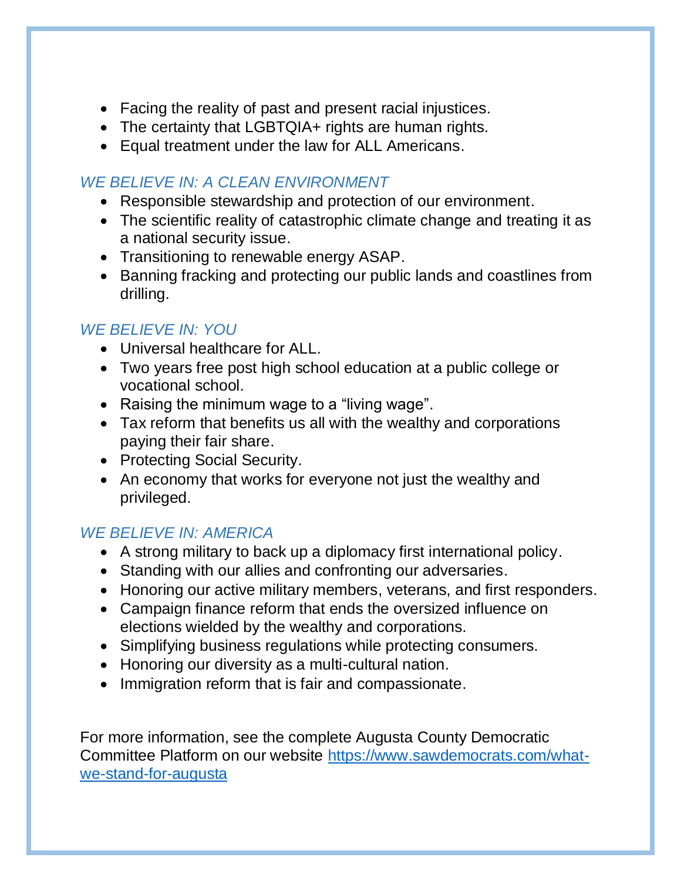- Facing the reality of past and present racial injustices.
- The certainty that LGBTQIA+ rights are human rights.
- Equal treatment under the law for ALL Americans.

*WE BELIEVE IN: A CLEAN ENVIRONMENT*

- Responsible stewardship and protection of our environment.
- The scientific reality of catastrophic climate change and treating it as a national security issue.
- Transitioning to renewable energy ASAP.
- Banning fracking and protecting our public lands and coastlines from drilling.

*WE BELIEVE IN: YOU*

- Universal healthcare for ALL.
- Two years free post high school education at a public college or vocational school.
- Raising the minimum wage to a "living wage".
- Tax reform that benefits us all with the wealthy and corporations paying their fair share.
- Protecting Social Security.
- An economy that works for everyone not just the wealthy and privileged.

*WE BELIEVE IN: AMERICA*

- A strong military to back up a diplomacy first international policy.
- Standing with our allies and confronting our adversaries.
- Honoring our active military members, veterans, and first responders.
- Campaign finance reform that ends the oversized influence on elections wielded by the wealthy and corporations.
- Simplifying business regulations while protecting consumers.
- Honoring our diversity as a multi-cultural nation.
- Immigration reform that is fair and compassionate.

For more information, see the complete Augusta County Democratic Committee Platform on our website [https://www.sawdemocrats.com/what-we-stand-for-augusta](https://www.sawdemocrats.com/what-we-stand-for-augusta)